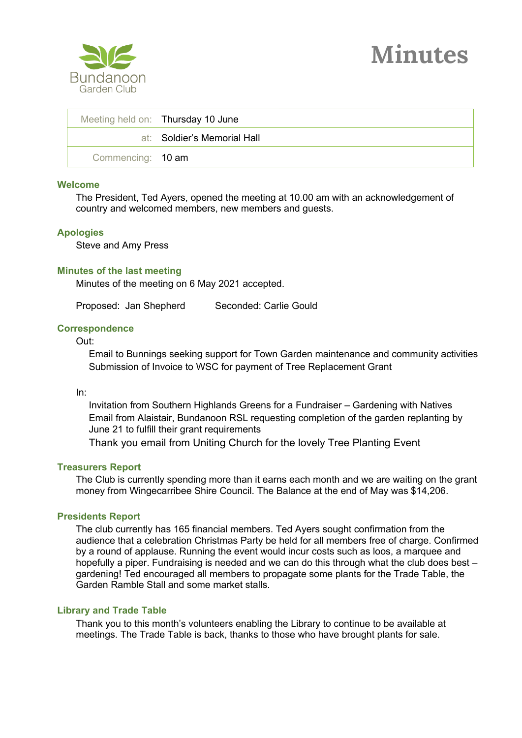Bundanoon
Garden Club

# Minutes

| Meeting held on: | Thursday 10 June |
|---|---|
| at: | Soldier's Memorial Hall |
| Commencing: | 10 am |

## Welcome

The President, Ted Ayers, opened the meeting at 10.00 am with an acknowledgement of country and welcomed members, new members and guests.

## Apologies

Steve and Amy Press

## Minutes of the last meeting

Minutes of the meeting on 6 May 2021 accepted.

Proposed: Jan Shepherd Seconded: Carlie Gould

## Correspondence

Out:

Email to Bunnings seeking support for Town Garden maintenance and community activities
Submission of Invoice to WSC for payment of Tree Replacement Grant

In:

Invitation from Southern Highlands Greens for a Fundraiser – Gardening with Natives
Email from Alaistair, Bundanoon RSL requesting completion of the garden replanting by June 21 to fulfill their grant requirements
Thank you email from Uniting Church for the lovely Tree Planting Event

## Treasurers Report

The Club is currently spending more than it earns each month and we are waiting on the grant money from Wingecarribee Shire Council. The Balance at the end of May was $14,206.

## Presidents Report

The club currently has 165 financial members. Ted Ayers sought confirmation from the audience that a celebration Christmas Party be held for all members free of charge. Confirmed by a round of applause. Running the event would incur costs such as loos, a marquee and hopefully a piper. Fundraising is needed and we can do this through what the club does best – gardening! Ted encouraged all members to propagate some plants for the Trade Table, the Garden Ramble Stall and some market stalls.

## Library and Trade Table

Thank you to this month's volunteers enabling the Library to continue to be available at meetings. The Trade Table is back, thanks to those who have brought plants for sale.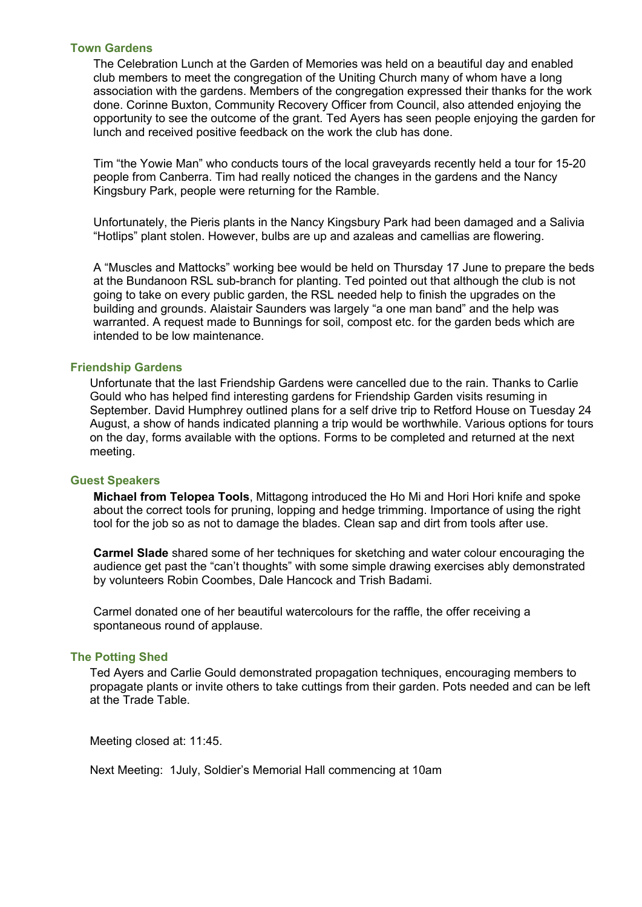## Town Gardens

The Celebration Lunch at the Garden of Memories was held on a beautiful day and enabled club members to meet the congregation of the Uniting Church many of whom have a long association with the gardens. Members of the congregation expressed their thanks for the work done. Corinne Buxton, Community Recovery Officer from Council, also attended enjoying the opportunity to see the outcome of the grant. Ted Ayers has seen people enjoying the garden for lunch and received positive feedback on the work the club has done.

Tim "the Yowie Man" who conducts tours of the local graveyards recently held a tour for 15-20 people from Canberra. Tim had really noticed the changes in the gardens and the Nancy Kingsbury Park, people were returning for the Ramble.

Unfortunately, the Pieris plants in the Nancy Kingsbury Park had been damaged and a Salivia "Hotlips" plant stolen. However, bulbs are up and azaleas and camellias are flowering.

A "Muscles and Mattocks" working bee would be held on Thursday 17 June to prepare the beds at the Bundanoon RSL sub-branch for planting. Ted pointed out that although the club is not going to take on every public garden, the RSL needed help to finish the upgrades on the building and grounds. Alaistair Saunders was largely "a one man band" and the help was warranted. A request made to Bunnings for soil, compost etc. for the garden beds which are intended to be low maintenance.

## Friendship Gardens

Unfortunate that the last Friendship Gardens were cancelled due to the rain. Thanks to Carlie Gould who has helped find interesting gardens for Friendship Garden visits resuming in September. David Humphrey outlined plans for a self drive trip to Retford House on Tuesday 24 August, a show of hands indicated planning a trip would be worthwhile. Various options for tours on the day, forms available with the options. Forms to be completed and returned at the next meeting.

## Guest Speakers

**Michael from Telopea Tools**, Mittagong introduced the Ho Mi and Hori Hori knife and spoke about the correct tools for pruning, lopping and hedge trimming. Importance of using the right tool for the job so as not to damage the blades. Clean sap and dirt from tools after use.

**Carmel Slade** shared some of her techniques for sketching and water colour encouraging the audience get past the "can't thoughts" with some simple drawing exercises ably demonstrated by volunteers Robin Coombes, Dale Hancock and Trish Badami.

Carmel donated one of her beautiful watercolours for the raffle, the offer receiving a spontaneous round of applause.

## The Potting Shed

Ted Ayers and Carlie Gould demonstrated propagation techniques, encouraging members to propagate plants or invite others to take cuttings from their garden. Pots needed and can be left at the Trade Table.

Meeting closed at: 11:45.

Next Meeting: 1July, Soldier's Memorial Hall commencing at 10am